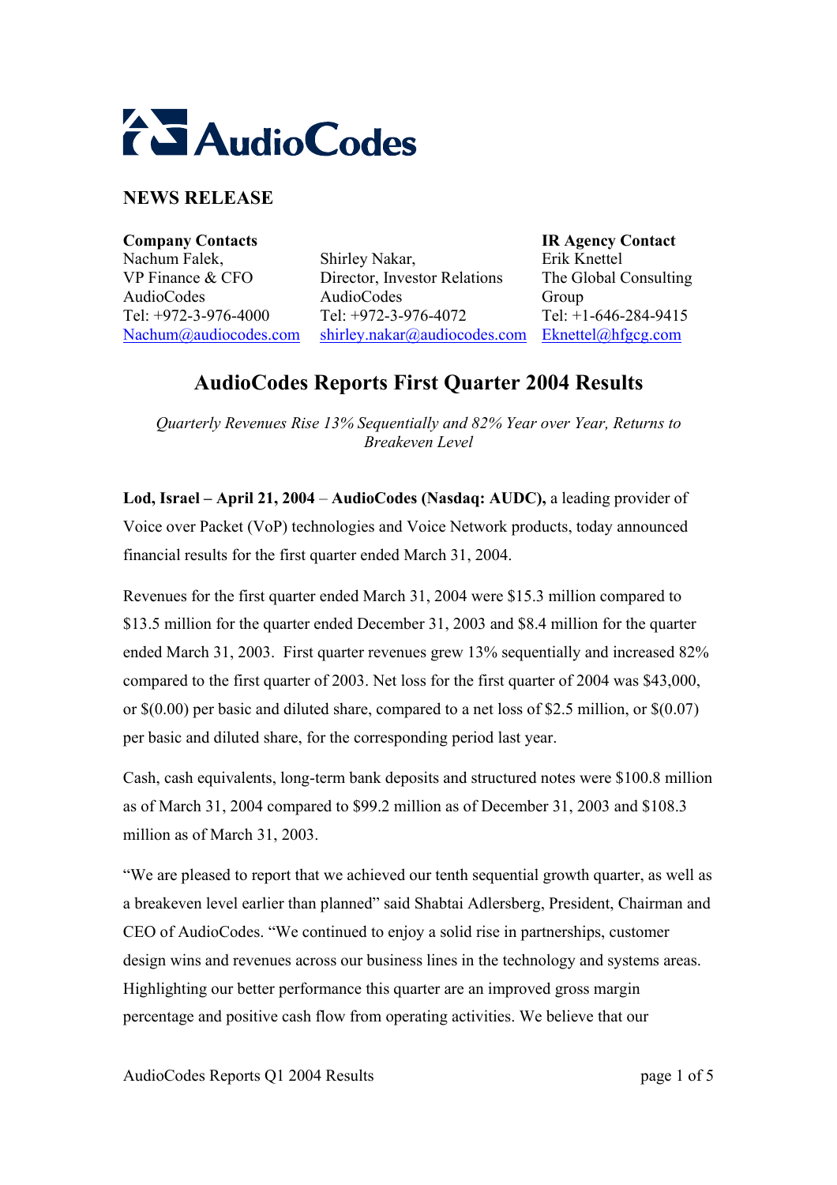AudioCodes

## NEWS RELEASE

| **Company Contacts** | | **IR Agency Contact** |
|---|---|---|
| Nachum Falek, | Shirley Nakar, | Erik Knettel |
| VP Finance & CFO | Director, Investor Relations | The Global Consulting Group |
| AudioCodes | AudioCodes | Tel: +1-646-284-9415 |
| Tel: +972-3-976-4000 | Tel: +972-3-976-4072 | Eknettel@hfgcg.com |
| Nachum@audiocodes.com | shirley.nakar@audiocodes.com | |

# AudioCodes Reports First Quarter 2004 Results

*Quarterly Revenues Rise 13% Sequentially and 82% Year over Year, Returns to Breakeven Level*

**Lod, Israel – April 21, 2004** – **AudioCodes (Nasdaq: AUDC),** a leading provider of Voice over Packet (VoP) technologies and Voice Network products, today announced financial results for the first quarter ended March 31, 2004.

Revenues for the first quarter ended March 31, 2004 were $15.3 million compared to $13.5 million for the quarter ended December 31, 2003 and $8.4 million for the quarter ended March 31, 2003. First quarter revenues grew 13% sequentially and increased 82% compared to the first quarter of 2003. Net loss for the first quarter of 2004 was $43,000, or $(0.00) per basic and diluted share, compared to a net loss of $2.5 million, or $(0.07) per basic and diluted share, for the corresponding period last year.

Cash, cash equivalents, long-term bank deposits and structured notes were $100.8 million as of March 31, 2004 compared to $99.2 million as of December 31, 2003 and $108.3 million as of March 31, 2003.

"We are pleased to report that we achieved our tenth sequential growth quarter, as well as a breakeven level earlier than planned" said Shabtai Adlersberg, President, Chairman and CEO of AudioCodes. "We continued to enjoy a solid rise in partnerships, customer design wins and revenues across our business lines in the technology and systems areas. Highlighting our better performance this quarter are an improved gross margin percentage and positive cash flow from operating activities. We believe that our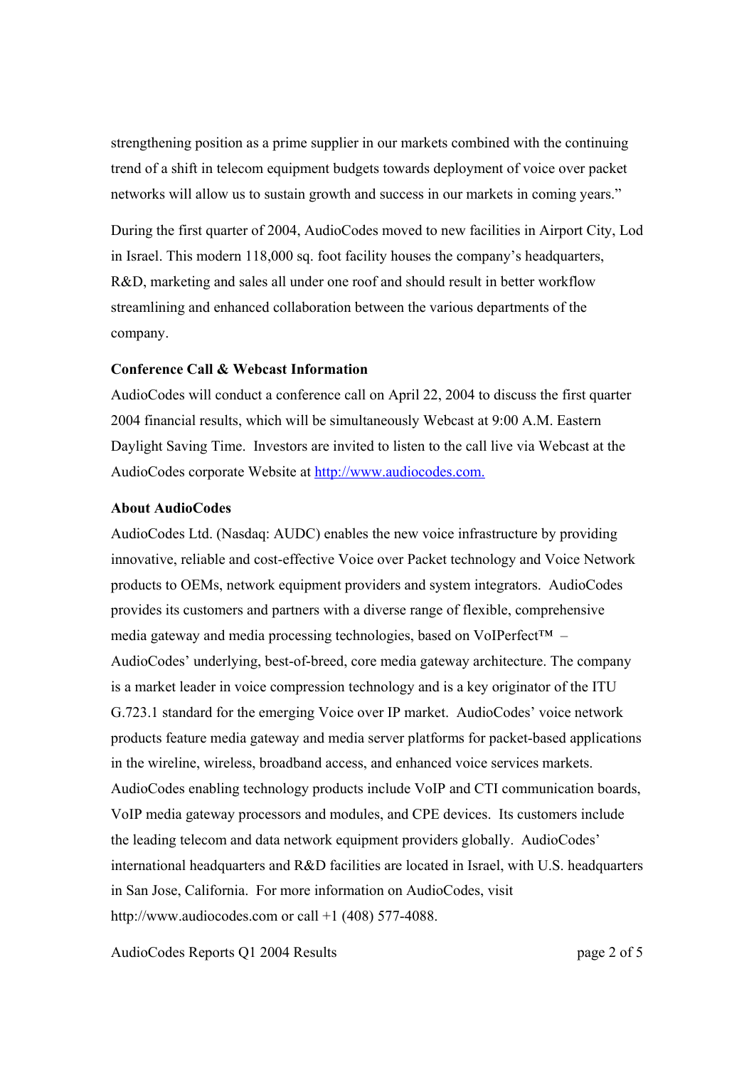strengthening position as a prime supplier in our markets combined with the continuing trend of a shift in telecom equipment budgets towards deployment of voice over packet networks will allow us to sustain growth and success in our markets in coming years."

During the first quarter of 2004, AudioCodes moved to new facilities in Airport City, Lod in Israel. This modern 118,000 sq. foot facility houses the company's headquarters, R&D, marketing and sales all under one roof and should result in better workflow streamlining and enhanced collaboration between the various departments of the company.

**Conference Call & Webcast Information**

AudioCodes will conduct a conference call on April 22, 2004 to discuss the first quarter 2004 financial results, which will be simultaneously Webcast at 9:00 A.M. Eastern Daylight Saving Time. Investors are invited to listen to the call live via Webcast at the AudioCodes corporate Website at [http://www.audiocodes.com.](http://www.audiocodes.com)

**About AudioCodes**

AudioCodes Ltd. (Nasdaq: AUDC) enables the new voice infrastructure by providing innovative, reliable and cost-effective Voice over Packet technology and Voice Network products to OEMs, network equipment providers and system integrators. AudioCodes provides its customers and partners with a diverse range of flexible, comprehensive media gateway and media processing technologies, based on VoIPerfect™ – AudioCodes' underlying, best-of-breed, core media gateway architecture. The company is a market leader in voice compression technology and is a key originator of the ITU G.723.1 standard for the emerging Voice over IP market. AudioCodes' voice network products feature media gateway and media server platforms for packet-based applications in the wireline, wireless, broadband access, and enhanced voice services markets. AudioCodes enabling technology products include VoIP and CTI communication boards, VoIP media gateway processors and modules, and CPE devices. Its customers include the leading telecom and data network equipment providers globally. AudioCodes' international headquarters and R&D facilities are located in Israel, with U.S. headquarters in San Jose, California. For more information on AudioCodes, visit http://www.audiocodes.com or call +1 (408) 577-4088.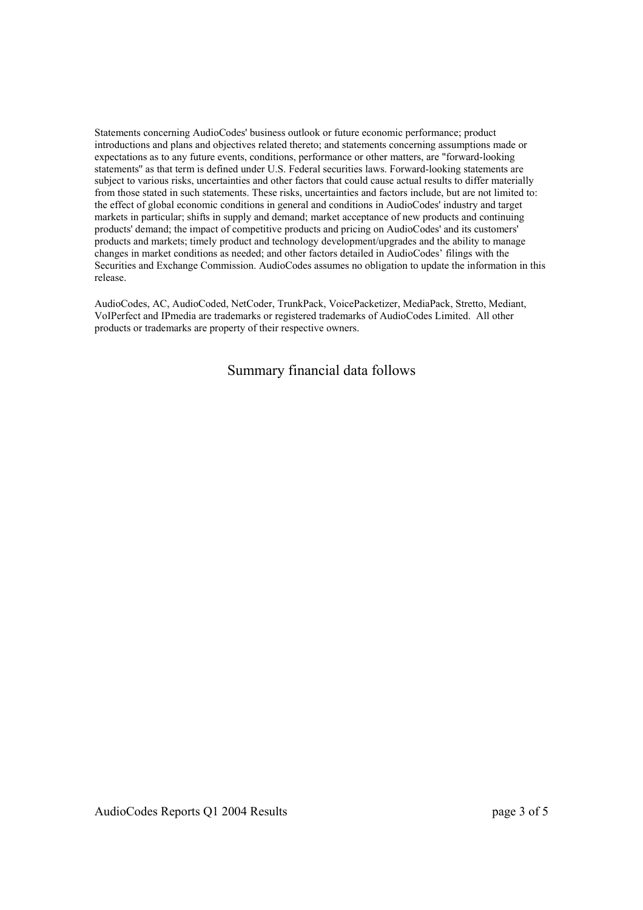Statements concerning AudioCodes' business outlook or future economic performance; product introductions and plans and objectives related thereto; and statements concerning assumptions made or expectations as to any future events, conditions, performance or other matters, are "forward-looking statements'' as that term is defined under U.S. Federal securities laws. Forward-looking statements are subject to various risks, uncertainties and other factors that could cause actual results to differ materially from those stated in such statements. These risks, uncertainties and factors include, but are not limited to: the effect of global economic conditions in general and conditions in AudioCodes' industry and target markets in particular; shifts in supply and demand; market acceptance of new products and continuing products' demand; the impact of competitive products and pricing on AudioCodes' and its customers' products and markets; timely product and technology development/upgrades and the ability to manage changes in market conditions as needed; and other factors detailed in AudioCodes' filings with the Securities and Exchange Commission. AudioCodes assumes no obligation to update the information in this release.

AudioCodes, AC, AudioCoded, NetCoder, TrunkPack, VoicePacketizer, MediaPack, Stretto, Mediant, VoIPerfect and IPmedia are trademarks or registered trademarks of AudioCodes Limited. All other products or trademarks are property of their respective owners.

Summary financial data follows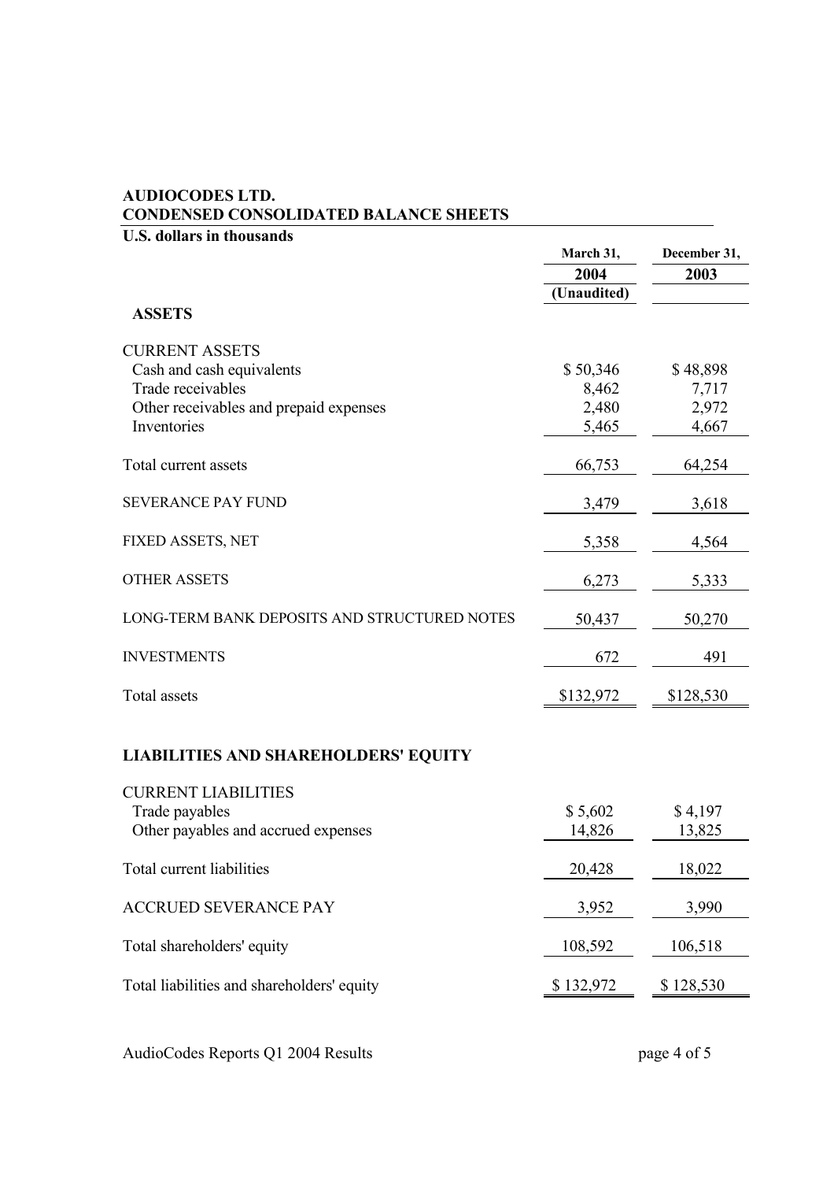**AUDIOCODES LTD.**
**CONDENSED CONSOLIDATED BALANCE SHEETS**

**U.S. dollars in thousands**

| | March 31, 2004 (Unaudited) | December 31, 2003 |
|---|---|---|
| **ASSETS** | | |
| CURRENT ASSETS | | |
| Cash and cash equivalents | $ 50,346 | $ 48,898 |
| Trade receivables | 8,462 | 7,717 |
| Other receivables and prepaid expenses | 2,480 | 2,972 |
| Inventories | 5,465 | 4,667 |
| Total current assets | 66,753 | 64,254 |
| SEVERANCE PAY FUND | 3,479 | 3,618 |
| FIXED ASSETS, NET | 5,358 | 4,564 |
| OTHER ASSETS | 6,273 | 5,333 |
| LONG-TERM BANK DEPOSITS AND STRUCTURED NOTES | 50,437 | 50,270 |
| INVESTMENTS | 672 | 491 |
| Total assets | $132,972 | $128,530 |
| **LIABILITIES AND SHAREHOLDERS' EQUITY** | | |
| CURRENT LIABILITIES | | |
| Trade payables | $ 5,602 | $ 4,197 |
| Other payables and accrued expenses | 14,826 | 13,825 |
| Total current liabilities | 20,428 | 18,022 |
| ACCRUED SEVERANCE PAY | 3,952 | 3,990 |
| Total shareholders' equity | 108,592 | 106,518 |
| Total liabilities and shareholders' equity | $ 132,972 | $ 128,530 |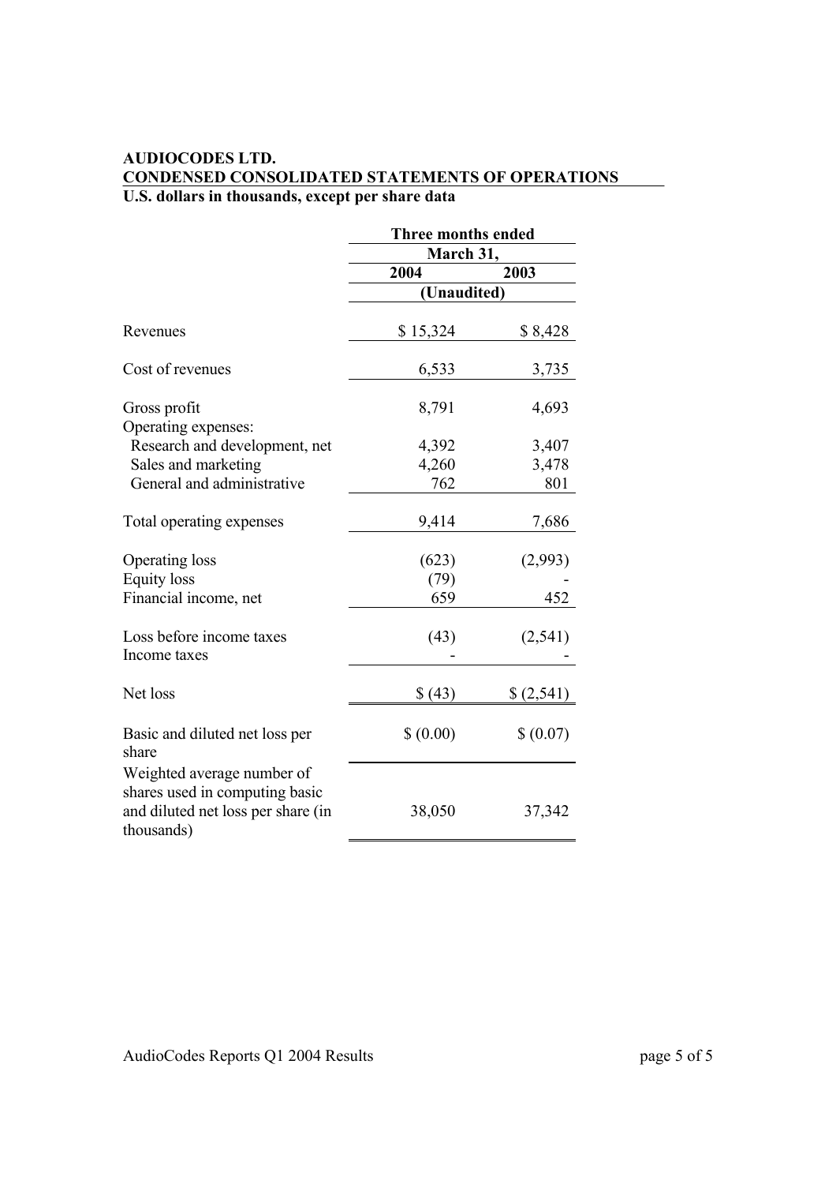**AUDIOCODES LTD.**
**CONDENSED CONSOLIDATED STATEMENTS OF OPERATIONS**
**U.S. dollars in thousands, except per share data**

| | Three months ended March 31, | |
|---|---|---|
| | 2004 | 2003 |
| | (Unaudited) | |
| Revenues | $ 15,324 | $ 8,428 |
| Cost of revenues | 6,533 | 3,735 |
| Gross profit | 8,791 | 4,693 |
| Operating expenses: | | |
| Research and development, net | 4,392 | 3,407 |
| Sales and marketing | 4,260 | 3,478 |
| General and administrative | 762 | 801 |
| Total operating expenses | 9,414 | 7,686 |
| Operating loss | (623) | (2,993) |
| Equity loss | (79) | - |
| Financial income, net | 659 | 452 |
| Loss before income taxes | (43) | (2,541) |
| Income taxes | - | - |
| Net loss | $ (43) | $ (2,541) |
| Basic and diluted net loss per share | $ (0.00) | $ (0.07) |
| Weighted average number of shares used in computing basic and diluted net loss per share (in thousands) | 38,050 | 37,342 |

AudioCodes Reports Q1 2004 Results